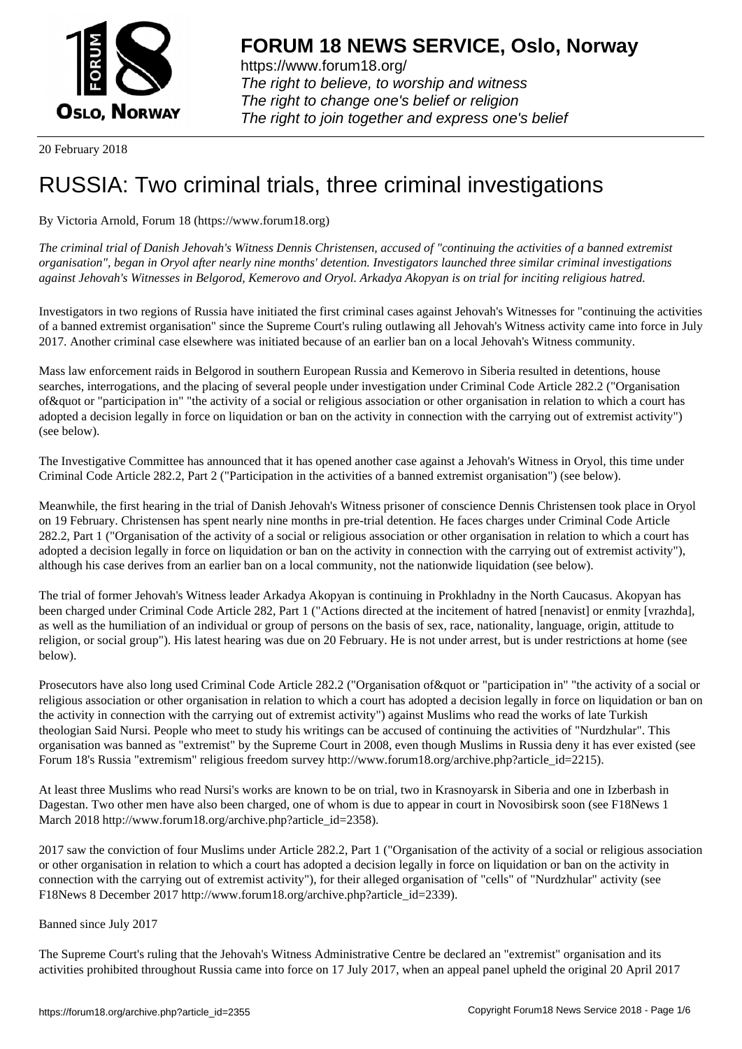**FORUM 18 NEWS SERVICE, Oslo, Norway**

https://www.forum18.org/
*The right to believe, to worship and witness*
*The right to change one's belief or religion*
*The right to join together and express one's belief*

20 February 2018

# RUSSIA: Two criminal trials, three criminal investigations

By Victoria Arnold, Forum 18 (https://www.forum18.org)

*The criminal trial of Danish Jehovah's Witness Dennis Christensen, accused of "continuing the activities of a banned extremist organisation", began in Oryol after nearly nine months' detention. Investigators launched three similar criminal investigations against Jehovah's Witnesses in Belgorod, Kemerovo and Oryol. Arkadya Akopyan is on trial for inciting religious hatred.*

Investigators in two regions of Russia have initiated the first criminal cases against Jehovah's Witnesses for "continuing the activities of a banned extremist organisation" since the Supreme Court's ruling outlawing all Jehovah's Witness activity came into force in July 2017. Another criminal case elsewhere was initiated because of an earlier ban on a local Jehovah's Witness community.

Mass law enforcement raids in Belgorod in southern European Russia and Kemerovo in Siberia resulted in detentions, house searches, interrogations, and the placing of several people under investigation under Criminal Code Article 282.2 ("Organisation of&quot or "participation in" "the activity of a social or religious association or other organisation in relation to which a court has adopted a decision legally in force on liquidation or ban on the activity in connection with the carrying out of extremist activity") (see below).

The Investigative Committee has announced that it has opened another case against a Jehovah's Witness in Oryol, this time under Criminal Code Article 282.2, Part 2 ("Participation in the activities of a banned extremist organisation") (see below).

Meanwhile, the first hearing in the trial of Danish Jehovah's Witness prisoner of conscience Dennis Christensen took place in Oryol on 19 February. Christensen has spent nearly nine months in pre-trial detention. He faces charges under Criminal Code Article 282.2, Part 1 ("Organisation of the activity of a social or religious association or other organisation in relation to which a court has adopted a decision legally in force on liquidation or ban on the activity in connection with the carrying out of extremist activity"), although his case derives from an earlier ban on a local community, not the nationwide liquidation (see below).

The trial of former Jehovah's Witness leader Arkadya Akopyan is continuing in Prokhladny in the North Caucasus. Akopyan has been charged under Criminal Code Article 282, Part 1 ("Actions directed at the incitement of hatred [nenavist] or enmity [vrazhda], as well as the humiliation of an individual or group of persons on the basis of sex, race, nationality, language, origin, attitude to religion, or social group"). His latest hearing was due on 20 February. He is not under arrest, but is under restrictions at home (see below).

Prosecutors have also long used Criminal Code Article 282.2 ("Organisation of&quot or "participation in" "the activity of a social or religious association or other organisation in relation to which a court has adopted a decision legally in force on liquidation or ban on the activity in connection with the carrying out of extremist activity") against Muslims who read the works of late Turkish theologian Said Nursi. People who meet to study his writings can be accused of continuing the activities of "Nurdzhular". This organisation was banned as "extremist" by the Supreme Court in 2008, even though Muslims in Russia deny it has ever existed (see Forum 18's Russia "extremism" religious freedom survey http://www.forum18.org/archive.php?article_id=2215).

At least three Muslims who read Nursi's works are known to be on trial, two in Krasnoyarsk in Siberia and one in Izberbash in Dagestan. Two other men have also been charged, one of whom is due to appear in court in Novosibirsk soon (see F18News 1 March 2018 http://www.forum18.org/archive.php?article_id=2358).

2017 saw the conviction of four Muslims under Article 282.2, Part 1 ("Organisation of the activity of a social or religious association or other organisation in relation to which a court has adopted a decision legally in force on liquidation or ban on the activity in connection with the carrying out of extremist activity"), for their alleged organisation of "cells" of "Nurdzhular" activity (see F18News 8 December 2017 http://www.forum18.org/archive.php?article_id=2339).

Banned since July 2017

The Supreme Court's ruling that the Jehovah's Witness Administrative Centre be declared an "extremist" organisation and its activities prohibited throughout Russia came into force on 17 July 2017, when an appeal panel upheld the original 20 April 2017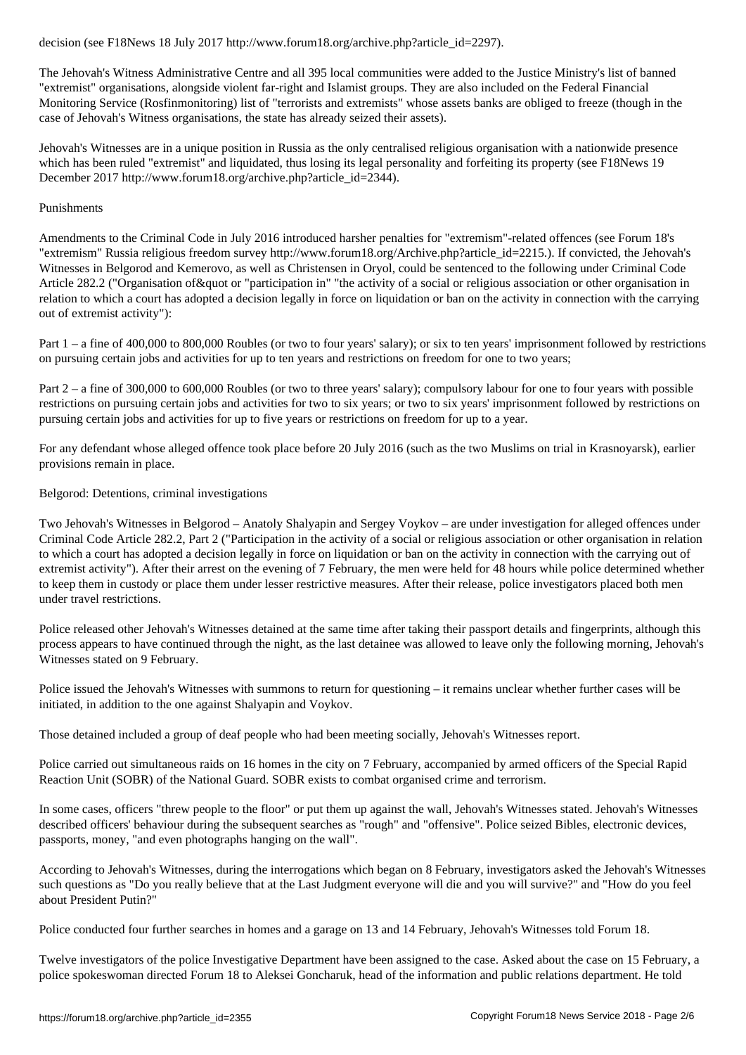decision (see F18News 18 July 2017 http://www.forum18.org/archive.php?article_id=2297).

The Jehovah's Witness Administrative Centre and all 395 local communities were added to the Justice Ministry's list of banned "extremist" organisations, alongside violent far-right and Islamist groups. They are also included on the Federal Financial Monitoring Service (Rosfinmonitoring) list of "terrorists and extremists" whose assets banks are obliged to freeze (though in the case of Jehovah's Witness organisations, the state has already seized their assets).

Jehovah's Witnesses are in a unique position in Russia as the only centralised religious organisation with a nationwide presence which has been ruled "extremist" and liquidated, thus losing its legal personality and forfeiting its property (see F18News 19 December 2017 http://www.forum18.org/archive.php?article_id=2344).

Punishments

Amendments to the Criminal Code in July 2016 introduced harsher penalties for "extremism"-related offences (see Forum 18's "extremism" Russia religious freedom survey http://www.forum18.org/Archive.php?article_id=2215.). If convicted, the Jehovah's Witnesses in Belgorod and Kemerovo, as well as Christensen in Oryol, could be sentenced to the following under Criminal Code Article 282.2 ("Organisation of&quot or "participation in" "the activity of a social or religious association or other organisation in relation to which a court has adopted a decision legally in force on liquidation or ban on the activity in connection with the carrying out of extremist activity"):

Part 1 – a fine of 400,000 to 800,000 Roubles (or two to four years' salary); or six to ten years' imprisonment followed by restrictions on pursuing certain jobs and activities for up to ten years and restrictions on freedom for one to two years;

Part 2 – a fine of 300,000 to 600,000 Roubles (or two to three years' salary); compulsory labour for one to four years with possible restrictions on pursuing certain jobs and activities for two to six years; or two to six years' imprisonment followed by restrictions on pursuing certain jobs and activities for up to five years or restrictions on freedom for up to a year.

For any defendant whose alleged offence took place before 20 July 2016 (such as the two Muslims on trial in Krasnoyarsk), earlier provisions remain in place.

Belgorod: Detentions, criminal investigations

Two Jehovah's Witnesses in Belgorod – Anatoly Shalyapin and Sergey Voykov – are under investigation for alleged offences under Criminal Code Article 282.2, Part 2 ("Participation in the activity of a social or religious association or other organisation in relation to which a court has adopted a decision legally in force on liquidation or ban on the activity in connection with the carrying out of extremist activity"). After their arrest on the evening of 7 February, the men were held for 48 hours while police determined whether to keep them in custody or place them under lesser restrictive measures. After their release, police investigators placed both men under travel restrictions.

Police released other Jehovah's Witnesses detained at the same time after taking their passport details and fingerprints, although this process appears to have continued through the night, as the last detainee was allowed to leave only the following morning, Jehovah's Witnesses stated on 9 February.

Police issued the Jehovah's Witnesses with summons to return for questioning – it remains unclear whether further cases will be initiated, in addition to the one against Shalyapin and Voykov.

Those detained included a group of deaf people who had been meeting socially, Jehovah's Witnesses report.

Police carried out simultaneous raids on 16 homes in the city on 7 February, accompanied by armed officers of the Special Rapid Reaction Unit (SOBR) of the National Guard. SOBR exists to combat organised crime and terrorism.

In some cases, officers "threw people to the floor" or put them up against the wall, Jehovah's Witnesses stated. Jehovah's Witnesses described officers' behaviour during the subsequent searches as "rough" and "offensive". Police seized Bibles, electronic devices, passports, money, "and even photographs hanging on the wall".

According to Jehovah's Witnesses, during the interrogations which began on 8 February, investigators asked the Jehovah's Witnesses such questions as "Do you really believe that at the Last Judgment everyone will die and you will survive?" and "How do you feel about President Putin?"

Police conducted four further searches in homes and a garage on 13 and 14 February, Jehovah's Witnesses told Forum 18.

Twelve investigators of the police Investigative Department have been assigned to the case. Asked about the case on 15 February, a police spokeswoman directed Forum 18 to Aleksei Goncharuk, head of the information and public relations department. He told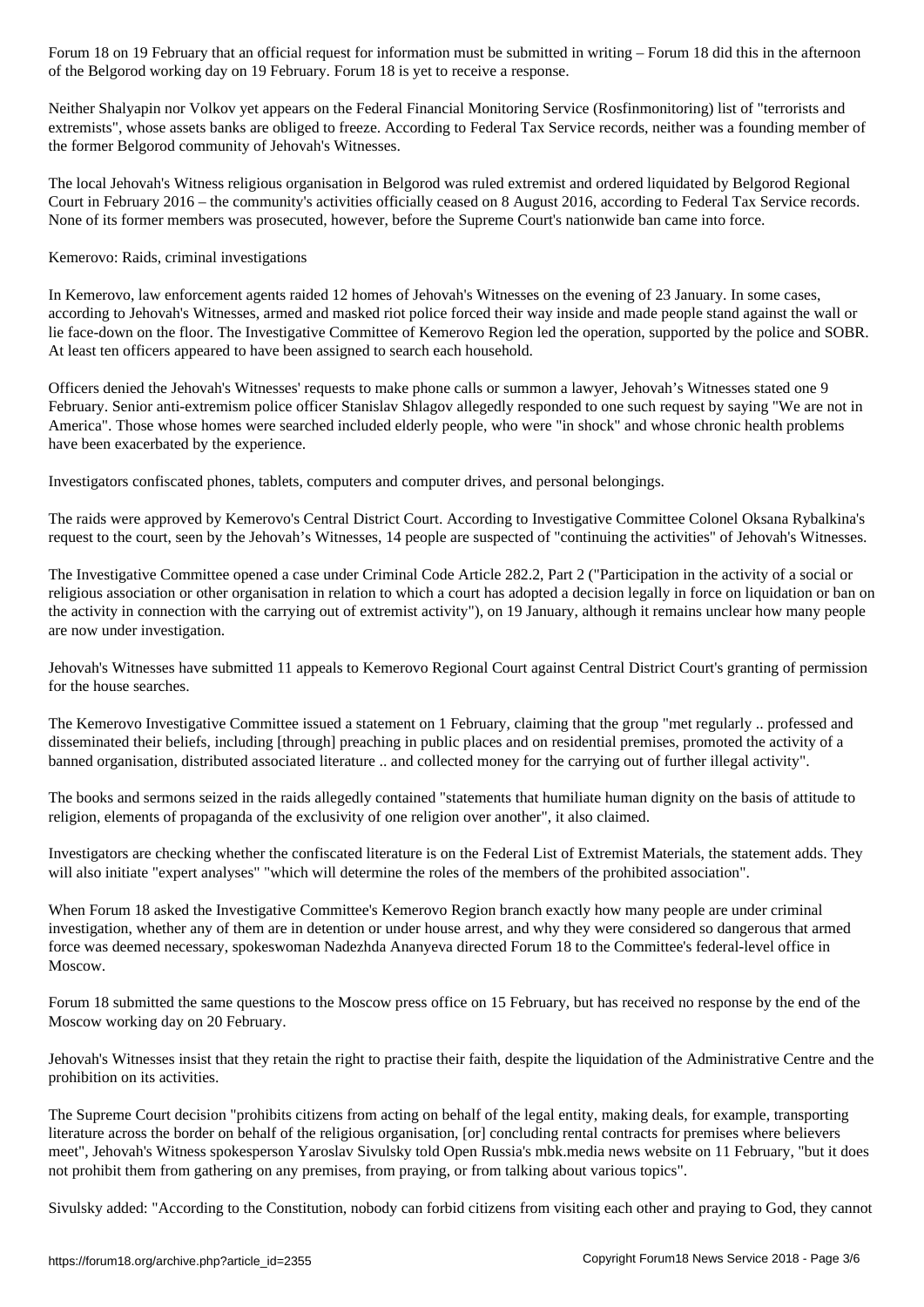Forum 18 on 19 February that an official request for information must be submitted in writing – Forum 18 did this in the afternoon of the Belgorod working day on 19 February. Forum 18 is yet to receive a response.

Neither Shalyapin nor Volkov yet appears on the Federal Financial Monitoring Service (Rosfinmonitoring) list of "terrorists and extremists", whose assets banks are obliged to freeze. According to Federal Tax Service records, neither was a founding member of the former Belgorod community of Jehovah's Witnesses.

The local Jehovah's Witness religious organisation in Belgorod was ruled extremist and ordered liquidated by Belgorod Regional Court in February 2016 – the community's activities officially ceased on 8 August 2016, according to Federal Tax Service records. None of its former members was prosecuted, however, before the Supreme Court's nationwide ban came into force.

Kemerovo: Raids, criminal investigations

In Kemerovo, law enforcement agents raided 12 homes of Jehovah's Witnesses on the evening of 23 January. In some cases, according to Jehovah's Witnesses, armed and masked riot police forced their way inside and made people stand against the wall or lie face-down on the floor. The Investigative Committee of Kemerovo Region led the operation, supported by the police and SOBR. At least ten officers appeared to have been assigned to search each household.

Officers denied the Jehovah's Witnesses' requests to make phone calls or summon a lawyer, Jehovah's Witnesses stated one 9 February. Senior anti-extremism police officer Stanislav Shlagov allegedly responded to one such request by saying "We are not in America". Those whose homes were searched included elderly people, who were "in shock" and whose chronic health problems have been exacerbated by the experience.

Investigators confiscated phones, tablets, computers and computer drives, and personal belongings.

The raids were approved by Kemerovo's Central District Court. According to Investigative Committee Colonel Oksana Rybalkina's request to the court, seen by the Jehovah's Witnesses, 14 people are suspected of "continuing the activities" of Jehovah's Witnesses.

The Investigative Committee opened a case under Criminal Code Article 282.2, Part 2 ("Participation in the activity of a social or religious association or other organisation in relation to which a court has adopted a decision legally in force on liquidation or ban on the activity in connection with the carrying out of extremist activity"), on 19 January, although it remains unclear how many people are now under investigation.

Jehovah's Witnesses have submitted 11 appeals to Kemerovo Regional Court against Central District Court's granting of permission for the house searches.

The Kemerovo Investigative Committee issued a statement on 1 February, claiming that the group "met regularly .. professed and disseminated their beliefs, including [through] preaching in public places and on residential premises, promoted the activity of a banned organisation, distributed associated literature .. and collected money for the carrying out of further illegal activity".

The books and sermons seized in the raids allegedly contained "statements that humiliate human dignity on the basis of attitude to religion, elements of propaganda of the exclusivity of one religion over another", it also claimed.

Investigators are checking whether the confiscated literature is on the Federal List of Extremist Materials, the statement adds. They will also initiate "expert analyses" "which will determine the roles of the members of the prohibited association".

When Forum 18 asked the Investigative Committee's Kemerovo Region branch exactly how many people are under criminal investigation, whether any of them are in detention or under house arrest, and why they were considered so dangerous that armed force was deemed necessary, spokeswoman Nadezhda Ananyeva directed Forum 18 to the Committee's federal-level office in Moscow.

Forum 18 submitted the same questions to the Moscow press office on 15 February, but has received no response by the end of the Moscow working day on 20 February.

Jehovah's Witnesses insist that they retain the right to practise their faith, despite the liquidation of the Administrative Centre and the prohibition on its activities.

The Supreme Court decision "prohibits citizens from acting on behalf of the legal entity, making deals, for example, transporting literature across the border on behalf of the religious organisation, [or] concluding rental contracts for premises where believers meet", Jehovah's Witness spokesperson Yaroslav Sivulsky told Open Russia's mbk.media news website on 11 February, "but it does not prohibit them from gathering on any premises, from praying, or from talking about various topics".

Sivulsky added: "According to the Constitution, nobody can forbid citizens from visiting each other and praying to God, they cannot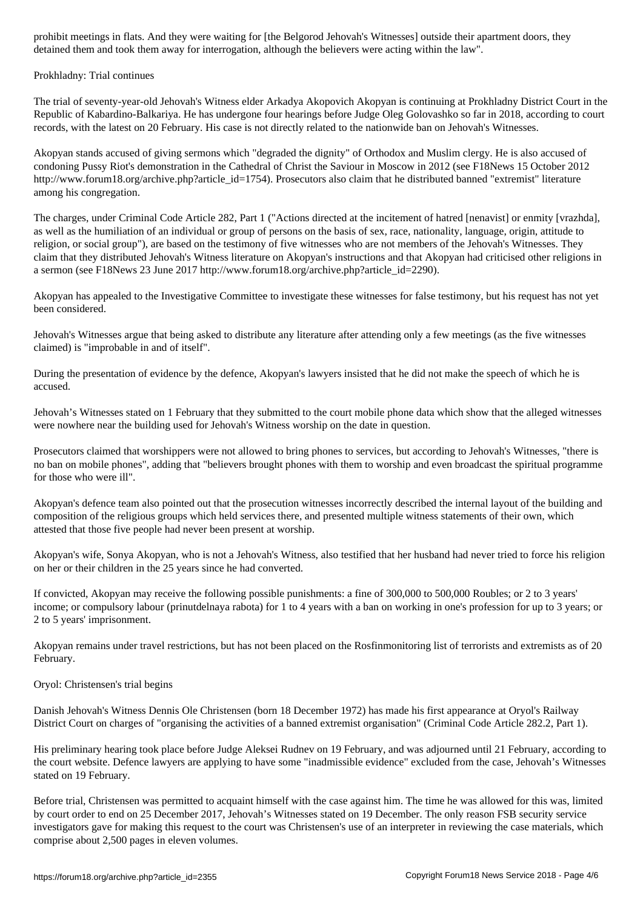prohibit meetings in flats. And they were waiting for [the Belgorod Jehovah's Witnesses] outside their apartment doors, they detained them and took them away for interrogation, although the believers were acting within the law".

Prokhladny: Trial continues

The trial of seventy-year-old Jehovah's Witness elder Arkadya Akopovich Akopyan is continuing at Prokhladny District Court in the Republic of Kabardino-Balkariya. He has undergone four hearings before Judge Oleg Golovashko so far in 2018, according to court records, with the latest on 20 February. His case is not directly related to the nationwide ban on Jehovah's Witnesses.

Akopyan stands accused of giving sermons which "degraded the dignity" of Orthodox and Muslim clergy. He is also accused of condoning Pussy Riot's demonstration in the Cathedral of Christ the Saviour in Moscow in 2012 (see F18News 15 October 2012 http://www.forum18.org/archive.php?article_id=1754). Prosecutors also claim that he distributed banned "extremist" literature among his congregation.

The charges, under Criminal Code Article 282, Part 1 ("Actions directed at the incitement of hatred [nenavist] or enmity [vrazhda], as well as the humiliation of an individual or group of persons on the basis of sex, race, nationality, language, origin, attitude to religion, or social group"), are based on the testimony of five witnesses who are not members of the Jehovah's Witnesses. They claim that they distributed Jehovah's Witness literature on Akopyan's instructions and that Akopyan had criticised other religions in a sermon (see F18News 23 June 2017 http://www.forum18.org/archive.php?article_id=2290).

Akopyan has appealed to the Investigative Committee to investigate these witnesses for false testimony, but his request has not yet been considered.

Jehovah's Witnesses argue that being asked to distribute any literature after attending only a few meetings (as the five witnesses claimed) is "improbable in and of itself".

During the presentation of evidence by the defence, Akopyan's lawyers insisted that he did not make the speech of which he is accused.

Jehovah's Witnesses stated on 1 February that they submitted to the court mobile phone data which show that the alleged witnesses were nowhere near the building used for Jehovah's Witness worship on the date in question.

Prosecutors claimed that worshippers were not allowed to bring phones to services, but according to Jehovah's Witnesses, "there is no ban on mobile phones", adding that "believers brought phones with them to worship and even broadcast the spiritual programme for those who were ill".

Akopyan's defence team also pointed out that the prosecution witnesses incorrectly described the internal layout of the building and composition of the religious groups which held services there, and presented multiple witness statements of their own, which attested that those five people had never been present at worship.

Akopyan's wife, Sonya Akopyan, who is not a Jehovah's Witness, also testified that her husband had never tried to force his religion on her or their children in the 25 years since he had converted.

If convicted, Akopyan may receive the following possible punishments: a fine of 300,000 to 500,000 Roubles; or 2 to 3 years' income; or compulsory labour (prinutdelnaya rabota) for 1 to 4 years with a ban on working in one's profession for up to 3 years; or 2 to 5 years' imprisonment.

Akopyan remains under travel restrictions, but has not been placed on the Rosfinmonitoring list of terrorists and extremists as of 20 February.

Oryol: Christensen's trial begins

Danish Jehovah's Witness Dennis Ole Christensen (born 18 December 1972) has made his first appearance at Oryol's Railway District Court on charges of "organising the activities of a banned extremist organisation" (Criminal Code Article 282.2, Part 1).

His preliminary hearing took place before Judge Aleksei Rudnev on 19 February, and was adjourned until 21 February, according to the court website. Defence lawyers are applying to have some "inadmissible evidence" excluded from the case, Jehovah's Witnesses stated on 19 February.

Before trial, Christensen was permitted to acquaint himself with the case against him. The time he was allowed for this was, limited by court order to end on 25 December 2017, Jehovah's Witnesses stated on 19 December. The only reason FSB security service investigators gave for making this request to the court was Christensen's use of an interpreter in reviewing the case materials, which comprise about 2,500 pages in eleven volumes.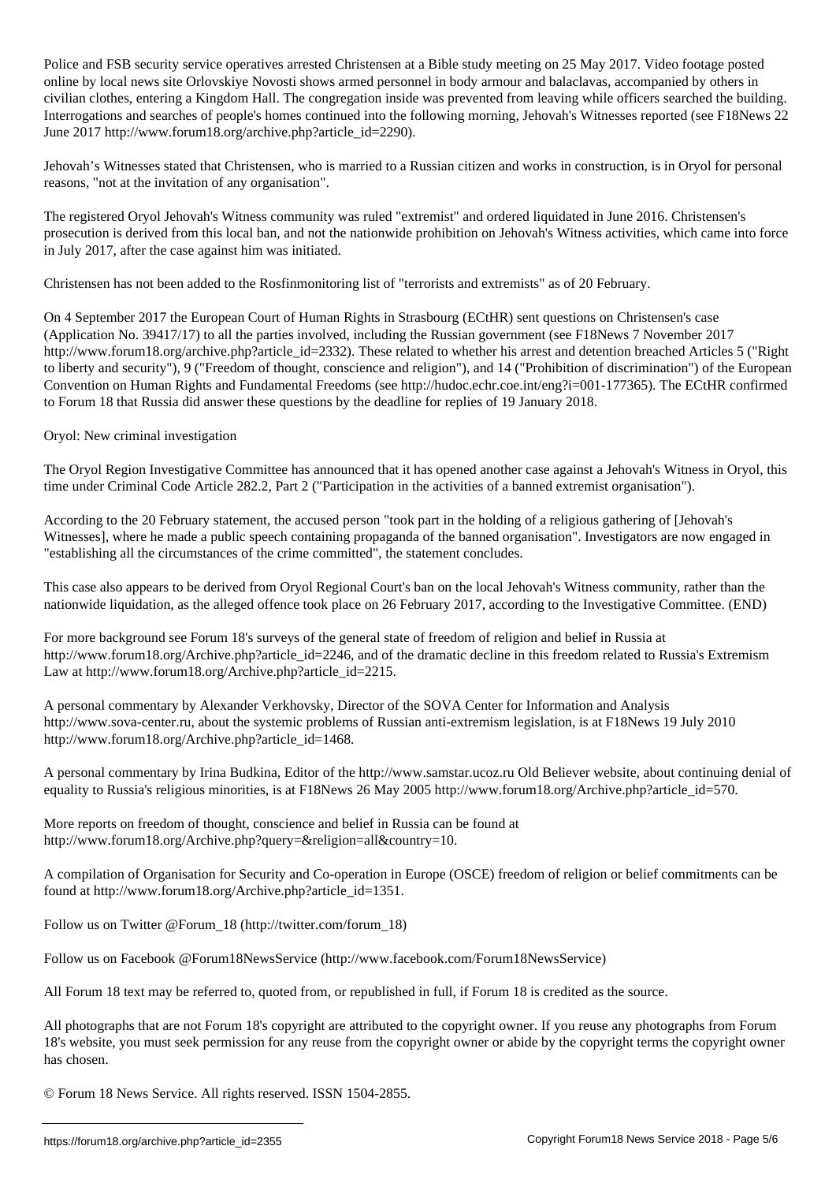Police and FSB security service operatives arrested Christensen at a Bible study meeting on 25 May 2017. Video footage posted online by local news site Orlovskiye Novosti shows armed personnel in body armour and balaclavas, accompanied by others in civilian clothes, entering a Kingdom Hall. The congregation inside was prevented from leaving while officers searched the building. Interrogations and searches of people's homes continued into the following morning, Jehovah's Witnesses reported (see F18News 22 June 2017 http://www.forum18.org/archive.php?article_id=2290).

Jehovah's Witnesses stated that Christensen, who is married to a Russian citizen and works in construction, is in Oryol for personal reasons, "not at the invitation of any organisation".

The registered Oryol Jehovah's Witness community was ruled "extremist" and ordered liquidated in June 2016. Christensen's prosecution is derived from this local ban, and not the nationwide prohibition on Jehovah's Witness activities, which came into force in July 2017, after the case against him was initiated.

Christensen has not been added to the Rosfinmonitoring list of "terrorists and extremists" as of 20 February.

On 4 September 2017 the European Court of Human Rights in Strasbourg (ECtHR) sent questions on Christensen's case (Application No. 39417/17) to all the parties involved, including the Russian government (see F18News 7 November 2017 http://www.forum18.org/archive.php?article_id=2332). These related to whether his arrest and detention breached Articles 5 ("Right to liberty and security"), 9 ("Freedom of thought, conscience and religion"), and 14 ("Prohibition of discrimination") of the European Convention on Human Rights and Fundamental Freedoms (see http://hudoc.echr.coe.int/eng?i=001-177365). The ECtHR confirmed to Forum 18 that Russia did answer these questions by the deadline for replies of 19 January 2018.

Oryol: New criminal investigation

The Oryol Region Investigative Committee has announced that it has opened another case against a Jehovah's Witness in Oryol, this time under Criminal Code Article 282.2, Part 2 ("Participation in the activities of a banned extremist organisation").

According to the 20 February statement, the accused person "took part in the holding of a religious gathering of [Jehovah's Witnesses], where he made a public speech containing propaganda of the banned organisation". Investigators are now engaged in "establishing all the circumstances of the crime committed", the statement concludes.

This case also appears to be derived from Oryol Regional Court's ban on the local Jehovah's Witness community, rather than the nationwide liquidation, as the alleged offence took place on 26 February 2017, according to the Investigative Committee. (END)

For more background see Forum 18's surveys of the general state of freedom of religion and belief in Russia at http://www.forum18.org/Archive.php?article_id=2246, and of the dramatic decline in this freedom related to Russia's Extremism Law at http://www.forum18.org/Archive.php?article_id=2215.

A personal commentary by Alexander Verkhovsky, Director of the SOVA Center for Information and Analysis http://www.sova-center.ru, about the systemic problems of Russian anti-extremism legislation, is at F18News 19 July 2010 http://www.forum18.org/Archive.php?article_id=1468.

A personal commentary by Irina Budkina, Editor of the http://www.samstar.ucoz.ru Old Believer website, about continuing denial of equality to Russia's religious minorities, is at F18News 26 May 2005 http://www.forum18.org/Archive.php?article_id=570.

More reports on freedom of thought, conscience and belief in Russia can be found at http://www.forum18.org/Archive.php?query=&religion=all&country=10.

A compilation of Organisation for Security and Co-operation in Europe (OSCE) freedom of religion or belief commitments can be found at http://www.forum18.org/Archive.php?article_id=1351.

Follow us on Twitter @Forum_18 (http://twitter.com/forum_18)

Follow us on Facebook @Forum18NewsService (http://www.facebook.com/Forum18NewsService)

All Forum 18 text may be referred to, quoted from, or republished in full, if Forum 18 is credited as the source.

All photographs that are not Forum 18's copyright are attributed to the copyright owner. If you reuse any photographs from Forum 18's website, you must seek permission for any reuse from the copyright owner or abide by the copyright terms the copyright owner has chosen.

© Forum 18 News Service. All rights reserved. ISSN 1504-2855.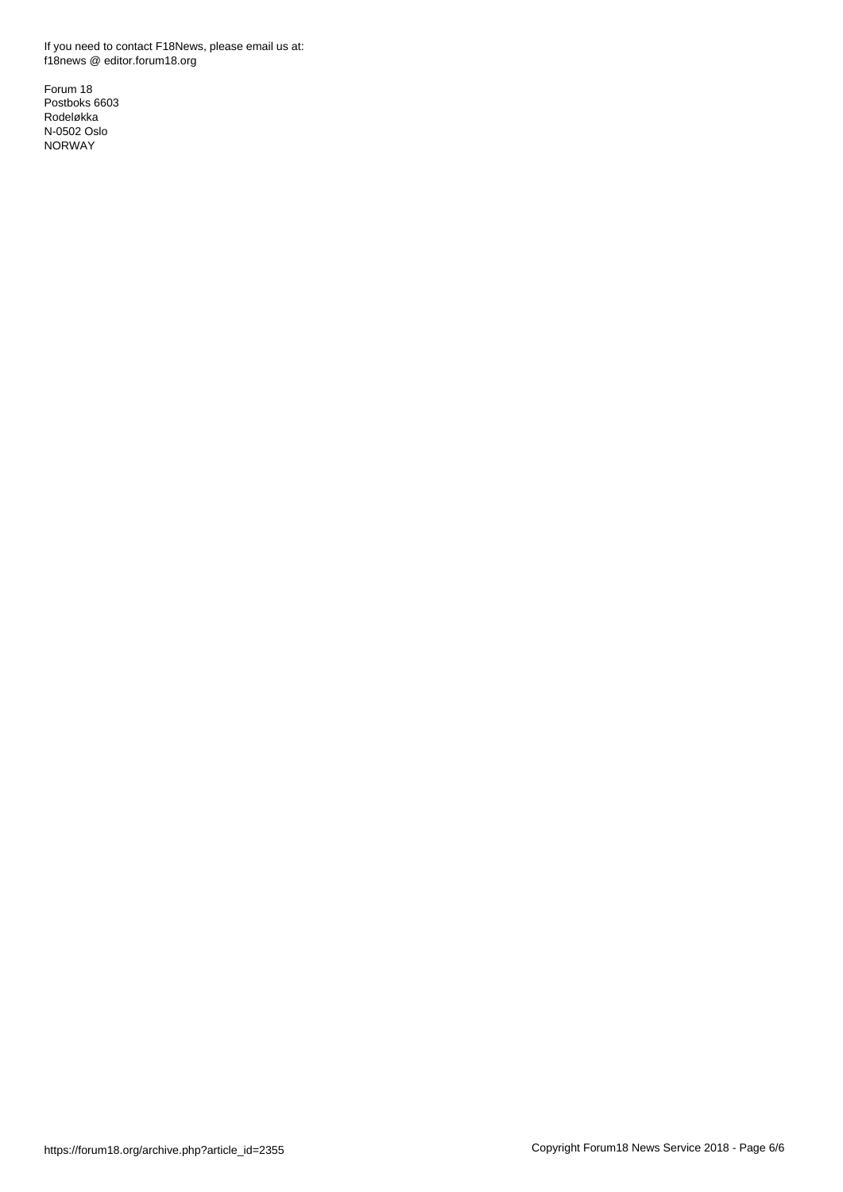If you need to contact F18News, please email us at:
f18news @ editor.forum18.org

Forum 18
Postboks 6603
Rodeløkka
N-0502 Oslo
NORWAY